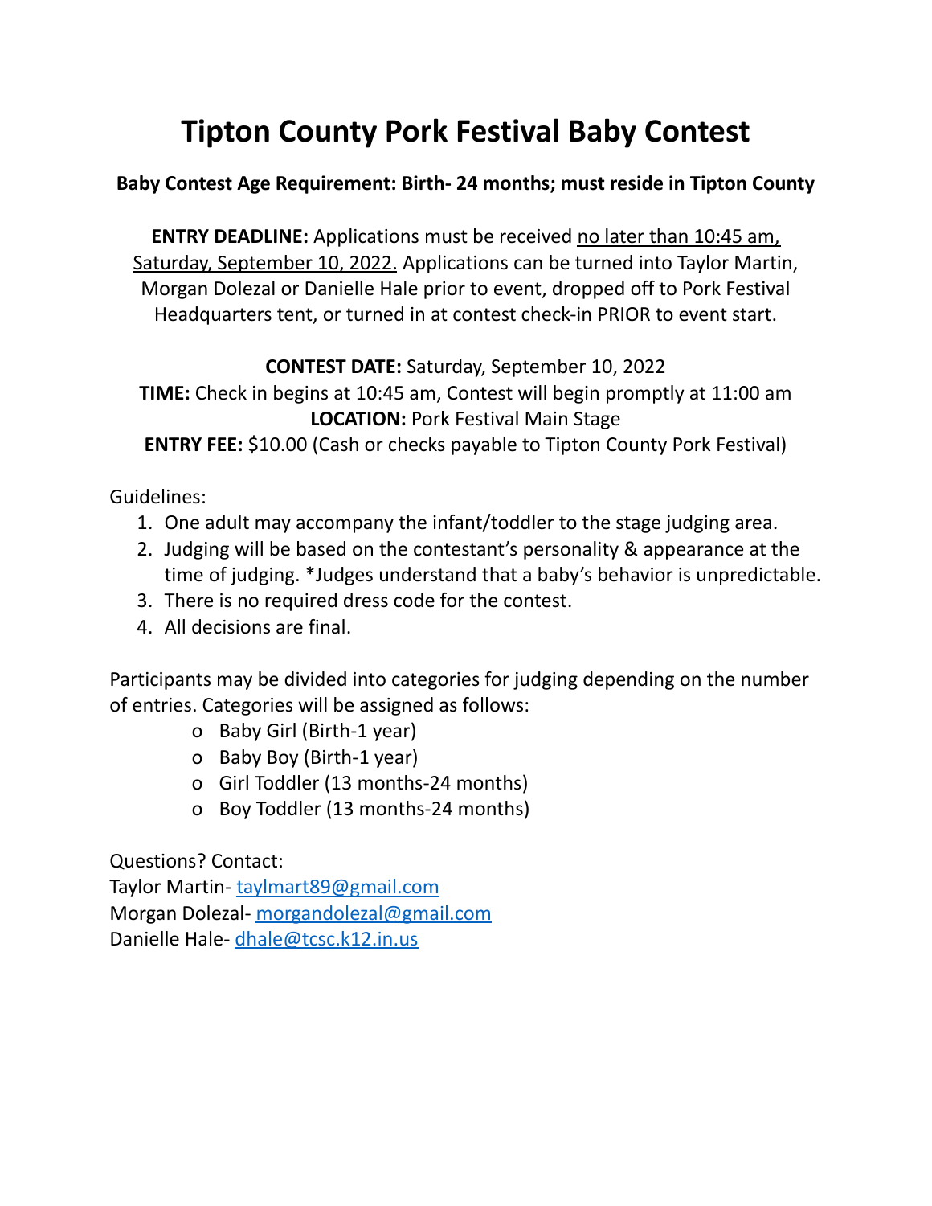# Tipton County Pork Festival Baby Contest

**Baby Contest Age Requirement: Birth- 24 months; must reside in Tipton County**

**ENTRY DEADLINE:** Applications must be received no later than 10:45 am, Saturday, September 10, 2022. Applications can be turned into Taylor Martin, Morgan Dolezal or Danielle Hale prior to event, dropped off to Pork Festival Headquarters tent, or turned in at contest check-in PRIOR to event start.

**CONTEST DATE:** Saturday, September 10, 2022
**TIME:** Check in begins at 10:45 am, Contest will begin promptly at 11:00 am
**LOCATION:** Pork Festival Main Stage
**ENTRY FEE:** $10.00 (Cash or checks payable to Tipton County Pork Festival)

Guidelines:

1. One adult may accompany the infant/toddler to the stage judging area.
2. Judging will be based on the contestant's personality & appearance at the time of judging. *Judges understand that a baby's behavior is unpredictable.
3. There is no required dress code for the contest.
4. All decisions are final.

Participants may be divided into categories for judging depending on the number of entries. Categories will be assigned as follows:

- Baby Girl (Birth-1 year)
- Baby Boy (Birth-1 year)
- Girl Toddler (13 months-24 months)
- Boy Toddler (13 months-24 months)

Questions? Contact:
Taylor Martin- taylmart89@gmail.com
Morgan Dolezal- morgandolezal@gmail.com
Danielle Hale- dhale@tcsc.k12.in.us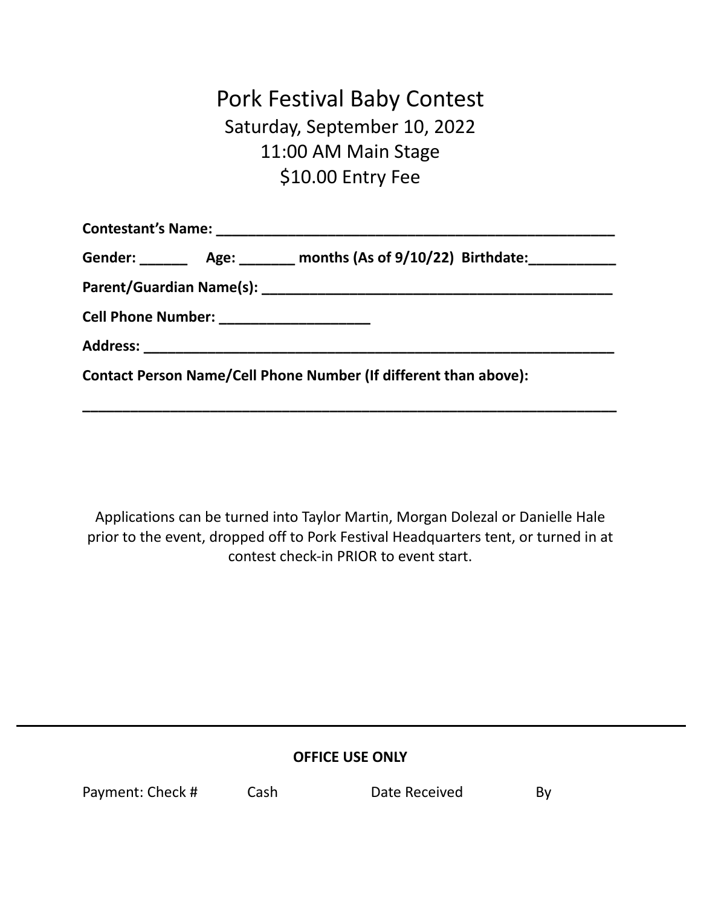# Pork Festival Baby Contest

Saturday, September 10, 2022

11:00 AM Main Stage

$10.00 Entry Fee

**Contestant's Name:** ____________________________________________________

**Gender:** ______ **Age:** _______ **months (As of 9/10/22) Birthdate:**___________

**Parent/Guardian Name(s):** _____________________________________________

**Cell Phone Number:** ___________________

**Address:** _____________________________________________________________

**Contact Person Name/Cell Phone Number (If different than above):**

_____________________________________________________________________

Applications can be turned into Taylor Martin, Morgan Dolezal or Danielle Hale prior to the event, dropped off to Pork Festival Headquarters tent, or turned in at contest check-in PRIOR to event start.

---

**OFFICE USE ONLY**

Payment: Check # Cash Date Received By